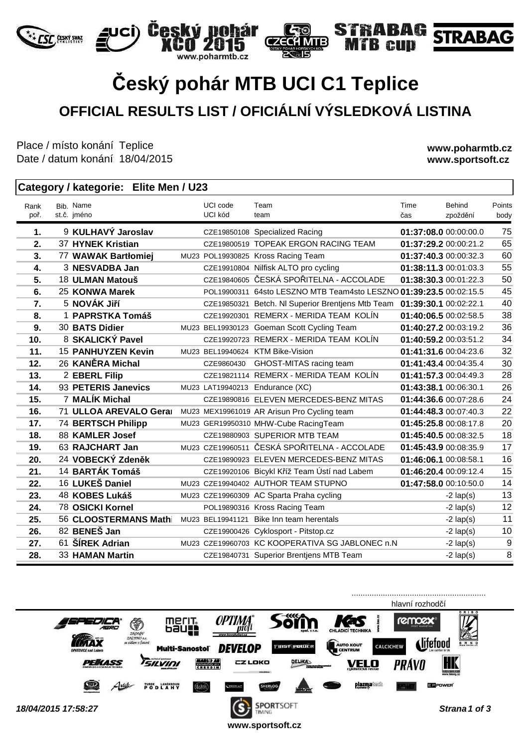# Český pohár MTB UCI C1 Teplice

## OFFICIAL RESULTS LIST / OFICIÁLNÍ VÝSLEDKOVÁ LISTINA

Place / místo konání Teplice
Date / datum konání 18/04/2015

**www.poharmtb.cz**
**www.sportsoft.cz**

### Category / kategorie: Elite Men / U23

| Rank poř. | Bib. st.č. | Name jméno | | UCI code UCI kód | Team team | Time čas | Behind zpoždění | Points body |
|---|---|---|---|---|---|---|---|---|
| **1.** | 9 | **KULHAVÝ Jaroslav** | | CZE19850108 | Specialized Racing | **01:37:08.0** | 00:00:00.0 | 75 |
| **2.** | 37 | **HYNEK Kristian** | | CZE19800519 | TOPEAK ERGON RACING TEAM | **01:37:29.2** | 00:00:21.2 | 65 |
| **3.** | 77 | **WAWAK Bartłomiej** | MU23 | POL19930825 | Kross Racing Team | **01:37:40.3** | 00:00:32.3 | 60 |
| **4.** | 3 | **NESVADBA Jan** | | CZE19910804 | Nilfisk ALTO pro cycling | **01:38:11.3** | 00:01:03.3 | 55 |
| **5.** | 18 | **ULMAN Matouš** | | CZE19840605 | ČESKÁ SPOŘITELNA - ACCOLADE | **01:38:30.3** | 00:01:22.3 | 50 |
| **6.** | 25 | **KONWA Marek** | | POL19900311 | 64sto LESZNO MTB Team4sto LESZNO | **01:39:23.5** | 00:02:15.5 | 45 |
| **7.** | 5 | **NOVÁK Jiří** | | CZE19850321 | Betch. Nl Superior Brentjens Mtb Team | **01:39:30.1** | 00:02:22.1 | 40 |
| **8.** | 1 | **PAPRSTKA Tomáš** | | CZE19920301 | REMERX - MERIDA TEAM KOLÍN | **01:40:06.5** | 00:02:58.5 | 38 |
| **9.** | 30 | **BATS Didier** | MU23 | BEL19930123 | Goeman Scott Cycling Team | **01:40:27.2** | 00:03:19.2 | 36 |
| **10.** | 8 | **SKALICKÝ Pavel** | | CZE19920723 | REMERX - MERIDA TEAM KOLÍN | **01:40:59.2** | 00:03:51.2 | 34 |
| **11.** | 15 | **PANHUYZEN Kevin** | MU23 | BEL19940624 | KTM Bike-Vision | **01:41:31.6** | 00:04:23.6 | 32 |
| **12.** | 26 | **KANĚRA Michal** | | CZE9860430 | GHOST-MITAS racing team | **01:41:43.4** | 00:04:35.4 | 30 |
| **13.** | 2 | **EBERL Filip** | | CZE19821114 | REMERX - MERIDA TEAM KOLÍN | **01:41:57.3** | 00:04:49.3 | 28 |
| **14.** | 93 | **PETERIS Janevics** | MU23 | LAT19940213 | Endurance (XC) | **01:43:38.1** | 00:06:30.1 | 26 |
| **15.** | 7 | **MALÍK Michal** | | CZE19890816 | ELEVEN MERCEDES-BENZ MITAS | **01:44:36.6** | 00:07:28.6 | 24 |
| **16.** | 71 | **ULLOA AREVALO Gerai** | MU23 | MEX19961019 | AR Arisun Pro Cycling team | **01:44:48.3** | 00:07:40.3 | 22 |
| **17.** | 74 | **BERTSCH Philipp** | MU23 | GER19950310 | MHW-Cube RacingTeam | **01:45:25.8** | 00:08:17.8 | 20 |
| **18.** | 88 | **KAMLER Josef** | | CZE19880903 | SUPERIOR MTB TEAM | **01:45:40.5** | 00:08:32.5 | 18 |
| **19.** | 63 | **RAJCHART Jan** | MU23 | CZE19960511 | ČESKÁ SPOŘITELNA - ACCOLADE | **01:45:43.9** | 00:08:35.9 | 17 |
| **20.** | 24 | **VOBECKÝ Zdeněk** | | CZE19890923 | ELEVEN MERCEDES-BENZ MITAS | **01:46:06.1** | 00:08:58.1 | 16 |
| **21.** | 14 | **BARTÁK Tomáš** | | CZE19920106 | Bicykl Kříž Team Ústí nad Labem | **01:46:20.4** | 00:09:12.4 | 15 |
| **22.** | 16 | **LUKEŠ Daniel** | MU23 | CZE19940402 | AUTHOR TEAM STUPNO | **01:47:58.0** | 00:10:50.0 | 14 |
| **23.** | 48 | **KOBES Lukáš** | MU23 | CZE19960309 | AC Sparta Praha cycling | | -2 lap(s) | 13 |
| **24.** | 78 | **OSICKI Kornel** | | POL19890316 | Kross Racing Team | | -2 lap(s) | 12 |
| **25.** | 56 | **CLOOSTERMANS Mathi** | MU23 | BEL19941121 | Bike Inn team herentals | | -2 lap(s) | 11 |
| **26.** | 82 | **BENEŠ Jan** | | CZE19900426 | Cyklosport - Pitstop.cz | | -2 lap(s) | 10 |
| **27.** | 61 | **ŠÍREK Adrian** | MU23 | CZE19960703 | KC KOOPERATIVA SG JABLONEC n.N | | -2 lap(s) | 9 |
| **28.** | 33 | **HAMAN Martin** | | CZE19840731 | Superior Brentjens MTB Team | | -2 lap(s) | 8 |

...........................................................
hlavní rozhodčí

*18/04/2015 17:58:27*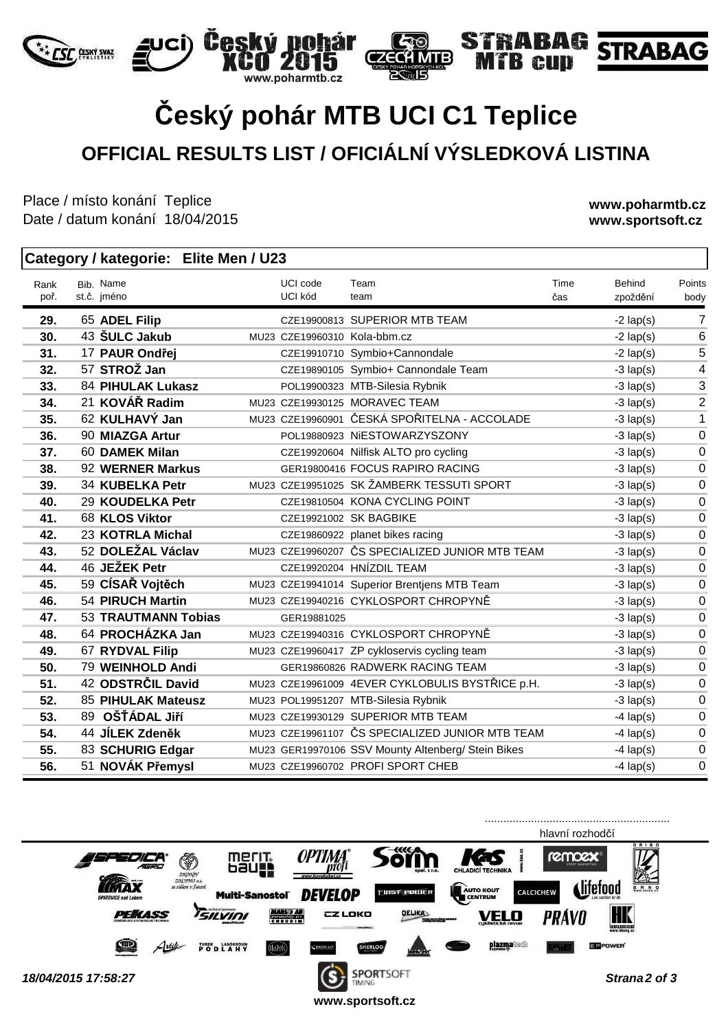# Český pohár MTB UCI C1 Teplice

## OFFICIAL RESULTS LIST / OFICIÁLNÍ VÝSLEDKOVÁ LISTINA

Place / místo konání Teplice
Date / datum konání 18/04/2015

**www.poharmtb.cz**
**www.sportsoft.cz**

### Category / kategorie: Elite Men / U23

| Rank poř. | Bib. st.č. | Name jméno | | UCI code UCI kód | Team team | Time čas | Behind zpoždění | Points body |
|---|---|---|---|---|---|---|---|---|
| **29.** | 65 | **ADEL Filip** | | CZE19900813 | SUPERIOR MTB TEAM | | -2 lap(s) | 7 |
| **30.** | 43 | **ŠULC Jakub** | MU23 | CZE19960310 | Kola-bbm.cz | | -2 lap(s) | 6 |
| **31.** | 17 | **PAUR Ondřej** | | CZE19910710 | Symbio+Cannondale | | -2 lap(s) | 5 |
| **32.** | 57 | **STROŽ Jan** | | CZE19890105 | Symbio+ Cannondale Team | | -3 lap(s) | 4 |
| **33.** | 84 | **PIHULAK Lukasz** | | POL19900323 | MTB-Silesia Rybnik | | -3 lap(s) | 3 |
| **34.** | 21 | **KOVÁŘ Radim** | MU23 | CZE19930125 | MORAVEC TEAM | | -3 lap(s) | 2 |
| **35.** | 62 | **KULHAVÝ Jan** | MU23 | CZE19960901 | ČESKÁ SPOŘITELNA - ACCOLADE | | -3 lap(s) | 1 |
| **36.** | 90 | **MIAZGA Artur** | | POL19880923 | NiESTOWARZYSZONY | | -3 lap(s) | 0 |
| **37.** | 60 | **DAMEK Milan** | | CZE19920604 | Nilfisk ALTO pro cycling | | -3 lap(s) | 0 |
| **38.** | 92 | **WERNER Markus** | | GER19800416 | FOCUS RAPIRO RACING | | -3 lap(s) | 0 |
| **39.** | 34 | **KUBELKA Petr** | MU23 | CZE19951025 | SK ŽAMBERK TESSUTI SPORT | | -3 lap(s) | 0 |
| **40.** | 29 | **KOUDELKA Petr** | | CZE19810504 | KONA CYCLING POINT | | -3 lap(s) | 0 |
| **41.** | 68 | **KLOS Viktor** | | CZE19921002 | SK BAGBIKE | | -3 lap(s) | 0 |
| **42.** | 23 | **KOTRLA Michal** | | CZE19860922 | planet bikes racing | | -3 lap(s) | 0 |
| **43.** | 52 | **DOLEŽAL Václav** | MU23 | CZE19960207 | ČS SPECIALIZED JUNIOR MTB TEAM | | -3 lap(s) | 0 |
| **44.** | 46 | **JEŽEK Petr** | | CZE19920204 | HNÍZDIL TEAM | | -3 lap(s) | 0 |
| **45.** | 59 | **CÍSAŘ Vojtěch** | MU23 | CZE19941014 | Superior Brentjens MTB Team | | -3 lap(s) | 0 |
| **46.** | 54 | **PIRUCH Martin** | MU23 | CZE19940216 | CYKLOSPORT CHROPYNĚ | | -3 lap(s) | 0 |
| **47.** | 53 | **TRAUTMANN Tobias** | | GER19881025 | | | -3 lap(s) | 0 |
| **48.** | 64 | **PROCHÁZKA Jan** | MU23 | CZE19940316 | CYKLOSPORT CHROPYNĚ | | -3 lap(s) | 0 |
| **49.** | 67 | **RYDVAL Filip** | MU23 | CZE19960417 | ZP cykloservis cycling team | | -3 lap(s) | 0 |
| **50.** | 79 | **WEINHOLD Andi** | | GER19860826 | RADWERK RACING TEAM | | -3 lap(s) | 0 |
| **51.** | 42 | **ODSTRČIL David** | MU23 | CZE19961009 | 4EVER CYKLOBULIS BYSTŘICE p.H. | | -3 lap(s) | 0 |
| **52.** | 85 | **PIHULAK Mateusz** | MU23 | POL19951207 | MTB-Silesia Rybnik | | -3 lap(s) | 0 |
| **53.** | 89 | **OŠŤÁDAL Jiří** | MU23 | CZE19930129 | SUPERIOR MTB TEAM | | -4 lap(s) | 0 |
| **54.** | 44 | **JÍLEK Zdeněk** | MU23 | CZE19961107 | ČS SPECIALIZED JUNIOR MTB TEAM | | -4 lap(s) | 0 |
| **55.** | 83 | **SCHURIG Edgar** | MU23 | GER19970106 | SSV Mounty Altenberg/ Stein Bikes | | -4 lap(s) | 0 |
| **56.** | 51 | **NOVÁK Přemysl** | MU23 | CZE19960702 | PROFI SPORT CHEB | | -4 lap(s) | 0 |

...........................................................
hlavní rozhodčí

*18/04/2015 17:58:27*

www.sportsoft.cz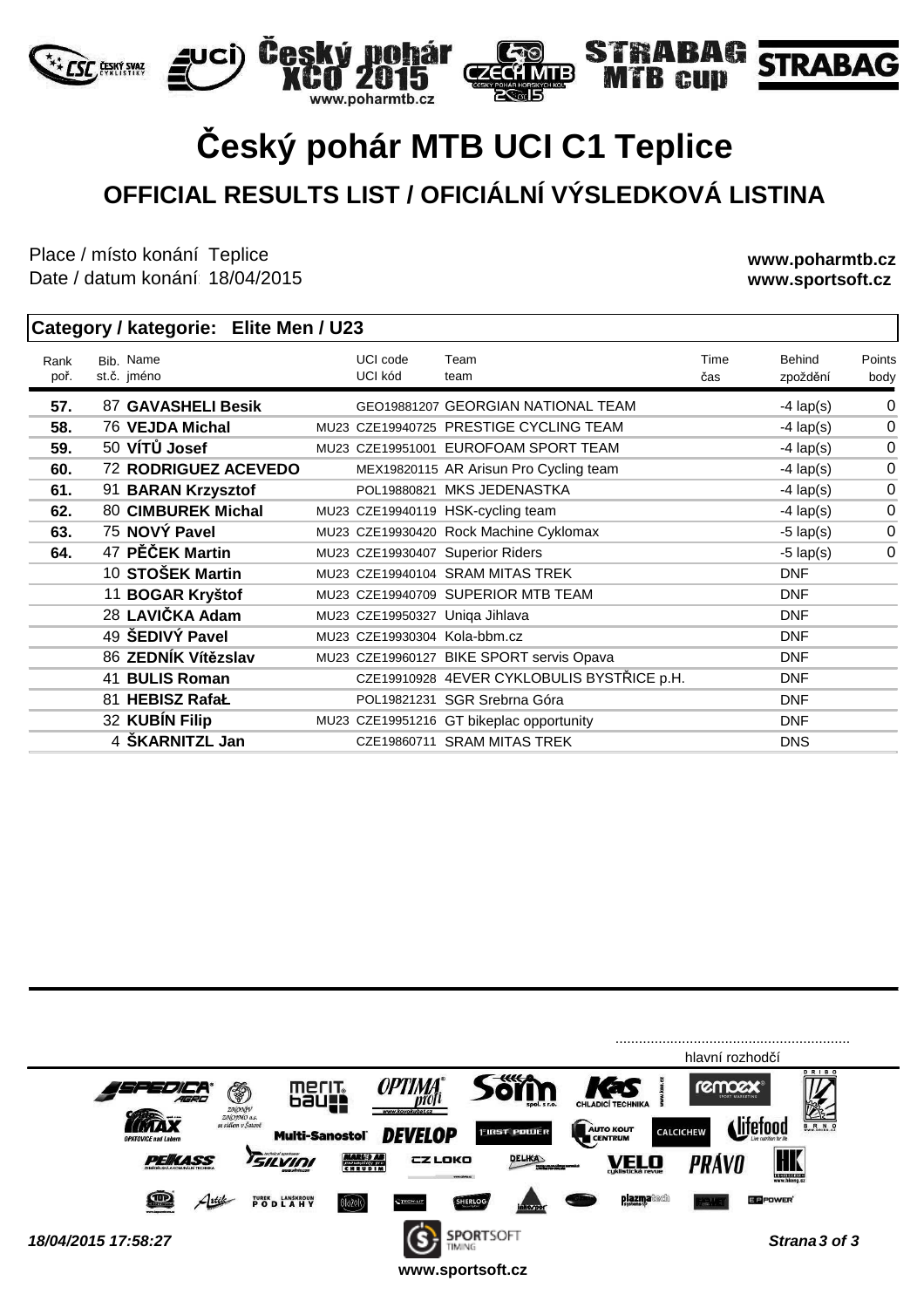# Český pohár MTB UCI C1 Teplice

## OFFICIAL RESULTS LIST / OFICIÁLNÍ VÝSLEDKOVÁ LISTINA

Place / místo konání Teplice
Date / datum konání 18/04/2015

**www.poharmtb.cz**
**www.sportsoft.cz**

### Category / kategorie: Elite Men / U23

| Rank poř. | Bib. st.č. | Name jméno | | UCI code UCI kód | Team team | Time čas | Behind zpoždění | Points body |
|---|---|---|---|---|---|---|---|---|
| **57.** | 87 | **GAVASHELI Besik** | | GEO19881207 | GEORGIAN NATIONAL TEAM | | -4 lap(s) | 0 |
| **58.** | 76 | **VEJDA Michal** | MU23 | CZE19940725 | PRESTIGE CYCLING TEAM | | -4 lap(s) | 0 |
| **59.** | 50 | **VÍTŮ Josef** | MU23 | CZE19951001 | EUROFOAM SPORT TEAM | | -4 lap(s) | 0 |
| **60.** | 72 | **RODRIGUEZ ACEVEDO** | | MEX19820115 | AR Arisun Pro Cycling team | | -4 lap(s) | 0 |
| **61.** | 91 | **BARAN Krzysztof** | | POL19880821 | MKS JEDENASTKA | | -4 lap(s) | 0 |
| **62.** | 80 | **CIMBUREK Michal** | MU23 | CZE19940119 | HSK-cycling team | | -4 lap(s) | 0 |
| **63.** | 75 | **NOVÝ Pavel** | MU23 | CZE19930420 | Rock Machine Cyklomax | | -5 lap(s) | 0 |
| **64.** | 47 | **PĚČEK Martin** | MU23 | CZE19930407 | Superior Riders | | -5 lap(s) | 0 |
| | 10 | **STOŠEK Martin** | MU23 | CZE19940104 | SRAM MITAS TREK | | DNF | |
| | 11 | **BOGAR Kryštof** | MU23 | CZE19940709 | SUPERIOR MTB TEAM | | DNF | |
| | 28 | **LAVIČKA Adam** | MU23 | CZE19950327 | Uniqa Jihlava | | DNF | |
| | 49 | **ŠEDIVÝ Pavel** | MU23 | CZE19930304 | Kola-bbm.cz | | DNF | |
| | 86 | **ZEDNÍK Vítězslav** | MU23 | CZE19960127 | BIKE SPORT servis Opava | | DNF | |
| | 41 | **BULIS Roman** | | CZE19910928 | 4EVER CYKLOBULIS BYSTŘICE p.H. | | DNF | |
| | 81 | **HEBISZ Rafał** | | POL19821231 | SGR Srebrna Góra | | DNF | |
| | 32 | **KUBÍN Filip** | MU23 | CZE19951216 | GT bikeplac opportunity | | DNF | |
| | 4 | **ŠKARNITZL Jan** | | CZE19860711 | SRAM MITAS TREK | | DNS | |

..........................................................
hlavní rozhodčí

*18/04/2015 17:58:27*

www.sportsoft.cz